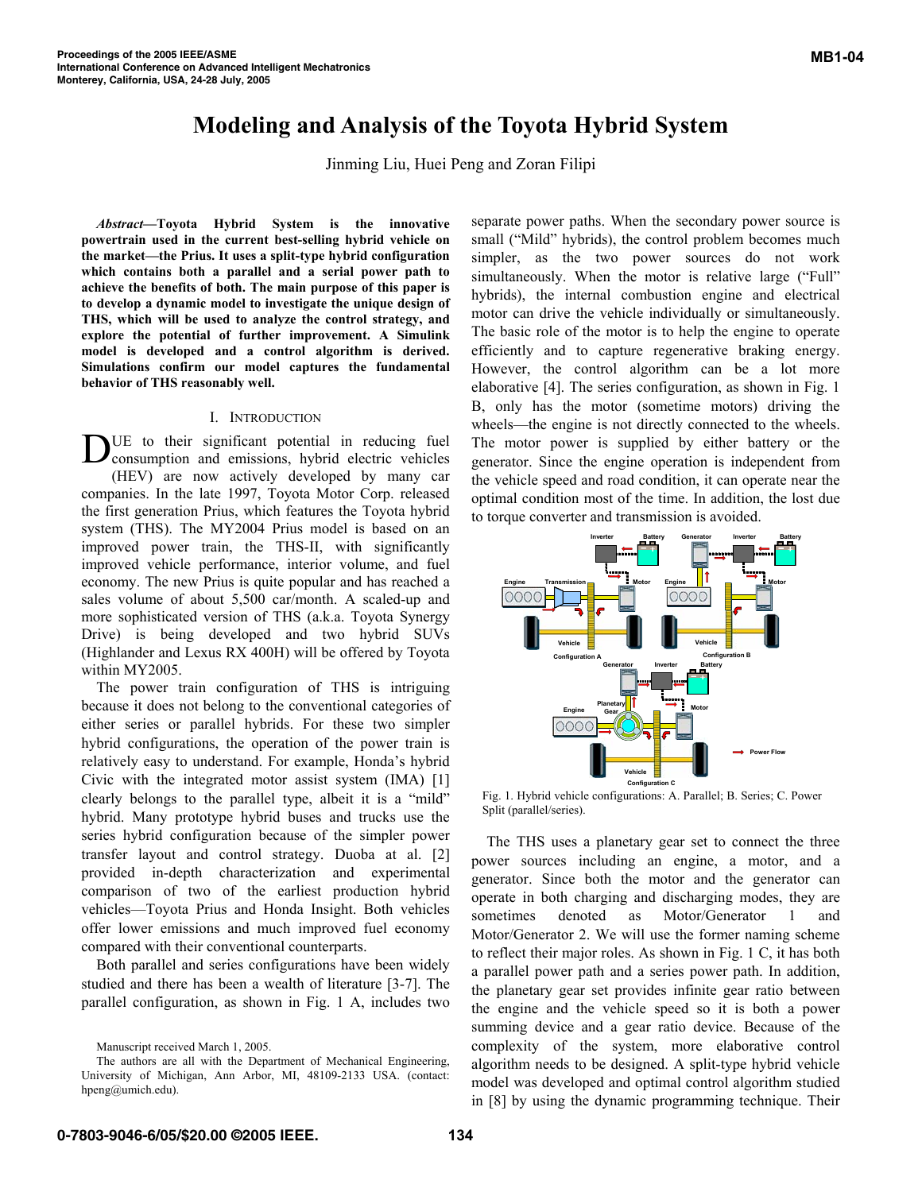# Modeling and Analysis of the Toyota Hybrid System

Jinming Liu, Huei Peng and Zoran Filipi

***Abstract*—Toyota Hybrid System is the innovative powertrain used in the current best-selling hybrid vehicle on the market—the Prius. It uses a split-type hybrid configuration which contains both a parallel and a serial power path to achieve the benefits of both. The main purpose of this paper is to develop a dynamic model to investigate the unique design of THS, which will be used to analyze the control strategy, and explore the potential of further improvement. A Simulink model is developed and a control algorithm is derived. Simulations confirm our model captures the fundamental behavior of THS reasonably well.**

## I. Introduction

Due to their significant potential in reducing fuel consumption and emissions, hybrid electric vehicles (HEV) are now actively developed by many car companies. In the late 1997, Toyota Motor Corp. released the first generation Prius, which features the Toyota hybrid system (THS). The MY2004 Prius model is based on an improved power train, the THS-II, with significantly improved vehicle performance, interior volume, and fuel economy. The new Prius is quite popular and has reached a sales volume of about 5,500 car/month. A scaled-up and more sophisticated version of THS (a.k.a. Toyota Synergy Drive) is being developed and two hybrid SUVs (Highlander and Lexus RX 400H) will be offered by Toyota within MY2005.

The power train configuration of THS is intriguing because it does not belong to the conventional categories of either series or parallel hybrids. For these two simpler hybrid configurations, the operation of the power train is relatively easy to understand. For example, Honda's hybrid Civic with the integrated motor assist system (IMA) [1] clearly belongs to the parallel type, albeit it is a "mild" hybrid. Many prototype hybrid buses and trucks use the series hybrid configuration because of the simpler power transfer layout and control strategy. Duoba at al. [2] provided in-depth characterization and experimental comparison of two of the earliest production hybrid vehicles—Toyota Prius and Honda Insight. Both vehicles offer lower emissions and much improved fuel economy compared with their conventional counterparts.

Both parallel and series configurations have been widely studied and there has been a wealth of literature [3-7]. The parallel configuration, as shown in Fig. 1 A, includes two separate power paths. When the secondary power source is small ("Mild" hybrids), the control problem becomes much simpler, as the two power sources do not work simultaneously. When the motor is relative large ("Full" hybrids), the internal combustion engine and electrical motor can drive the vehicle individually or simultaneously. The basic role of the motor is to help the engine to operate efficiently and to capture regenerative braking energy. However, the control algorithm can be a lot more elaborative [4]. The series configuration, as shown in Fig. 1 B, only has the motor (sometime motors) driving the wheels—the engine is not directly connected to the wheels. The motor power is supplied by either battery or the generator. Since the engine operation is independent from the vehicle speed and road condition, it can operate near the optimal condition most of the time. In addition, the lost due to torque converter and transmission is avoided.

Fig. 1. Hybrid vehicle configurations: A. Parallel; B. Series; C. Power Split (parallel/series).

The THS uses a planetary gear set to connect the three power sources including an engine, a motor, and a generator. Since both the motor and the generator can operate in both charging and discharging modes, they are sometimes denoted as Motor/Generator 1 and Motor/Generator 2. We will use the former naming scheme to reflect their major roles. As shown in Fig. 1 C, it has both a parallel power path and a series power path. In addition, the planetary gear set provides infinite gear ratio between the engine and the vehicle speed so it is both a power summing device and a gear ratio device. Because of the complexity of the system, more elaborative control algorithm needs to be designed. A split-type hybrid vehicle model was developed and optimal control algorithm studied in [8] by using the dynamic programming technique. Their

Manuscript received March 1, 2005.

The authors are all with the Department of Mechanical Engineering, University of Michigan, Ann Arbor, MI, 48109-2133 USA. (contact: hpeng@umich.edu).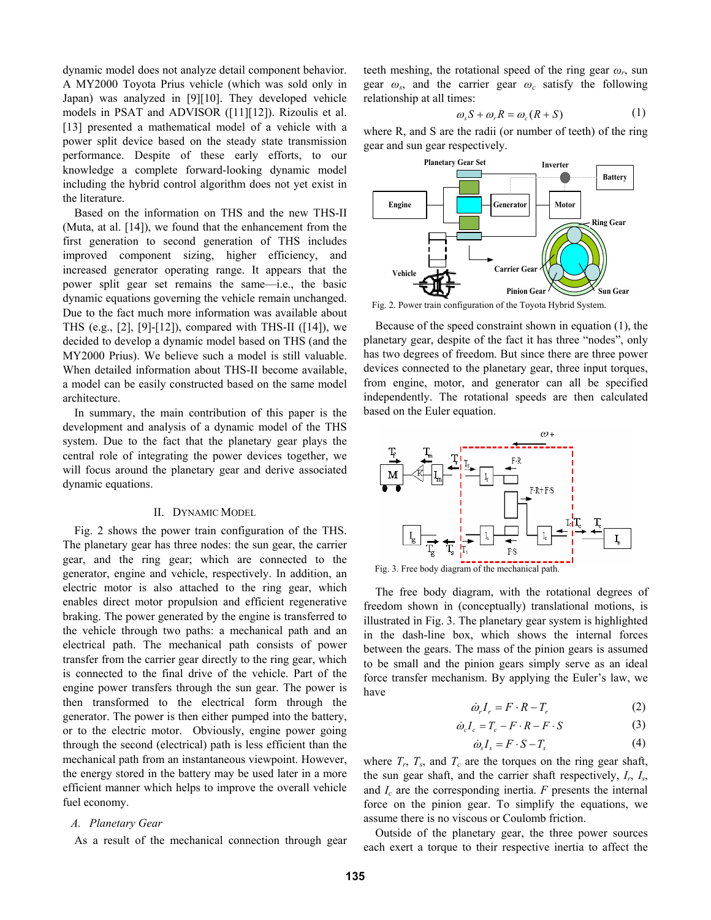dynamic model does not analyze detail component behavior. A MY2000 Toyota Prius vehicle (which was sold only in Japan) was analyzed in [9][10]. They developed vehicle models in PSAT and ADVISOR ([11][12]). Rizoulis et al. [13] presented a mathematical model of a vehicle with a power split device based on the steady state transmission performance. Despite of these early efforts, to our knowledge a complete forward-looking dynamic model including the hybrid control algorithm does not yet exist in the literature.

Based on the information on THS and the new THS-II (Muta, at al. [14]), we found that the enhancement from the first generation to second generation of THS includes improved component sizing, higher efficiency, and increased generator operating range. It appears that the power split gear set remains the same—i.e., the basic dynamic equations governing the vehicle remain unchanged. Due to the fact much more information was available about THS (e.g., [2], [9]-[12]), compared with THS-II ([14]), we decided to develop a dynamic model based on THS (and the MY2000 Prius). We believe such a model is still valuable. When detailed information about THS-II become available, a model can be easily constructed based on the same model architecture.

In summary, the main contribution of this paper is the development and analysis of a dynamic model of the THS system. Due to the fact that the planetary gear plays the central role of integrating the power devices together, we will focus around the planetary gear and derive associated dynamic equations.

## II. Dynamic Model

Fig. 2 shows the power train configuration of the THS. The planetary gear has three nodes: the sun gear, the carrier gear, and the ring gear; which are connected to the generator, engine and vehicle, respectively. In addition, an electric motor is also attached to the ring gear, which enables direct motor propulsion and efficient regenerative braking. The power generated by the engine is transferred to the vehicle through two paths: a mechanical path and an electrical path. The mechanical path consists of power transfer from the carrier gear directly to the ring gear, which is connected to the final drive of the vehicle. Part of the engine power transfers through the sun gear. The power is then transformed to the electrical form through the generator. The power is then either pumped into the battery, or to the electric motor. Obviously, engine power going through the second (electrical) path is less efficient than the mechanical path from an instantaneous viewpoint. However, the energy stored in the battery may be used later in a more efficient manner which helps to improve the overall vehicle fuel economy.

### A. Planetary Gear

As a result of the mechanical connection through gear teeth meshing, the rotational speed of the ring gear $\omega_r$, sun gear $\omega_s$, and the carrier gear $\omega_c$ satisfy the following relationship at all times:

$$\omega_s S + \omega_r R = \omega_c (R + S) \tag{1}$$

where R, and S are the radii (or number of teeth) of the ring gear and sun gear respectively.

Fig. 2. Power train configuration of the Toyota Hybrid System.

Because of the speed constraint shown in equation (1), the planetary gear, despite of the fact it has three "nodes", only has two degrees of freedom. But since there are three power devices connected to the planetary gear, three input torques, from engine, motor, and generator can all be specified independently. The rotational speeds are then calculated based on the Euler equation.

Fig. 3. Free body diagram of the mechanical path.

The free body diagram, with the rotational degrees of freedom shown in (conceptually) translational motions, is illustrated in Fig. 3. The planetary gear system is highlighted in the dash-line box, which shows the internal forces between the gears. The mass of the pinion gears is assumed to be small and the pinion gears simply serve as an ideal force transfer mechanism. By applying the Euler's law, we have

$$\dot{\omega}_r I_r = F \cdot R - T_r \tag{2}$$

$$\dot{\omega}_c I_c = T_c - F \cdot R - F \cdot S \tag{3}$$

$$\dot{\omega}_s I_s = F \cdot S - T_s \tag{4}$$

where $T_r$, $T_s$, and $T_c$ are the torques on the ring gear shaft, the sun gear shaft, and the carrier shaft respectively, $I_r$, $I_s$, and $I_c$ are the corresponding inertia. $F$ presents the internal force on the pinion gear. To simplify the equations, we assume there is no viscous or Coulomb friction.

Outside of the planetary gear, the three power sources each exert a torque to their respective inertia to affect the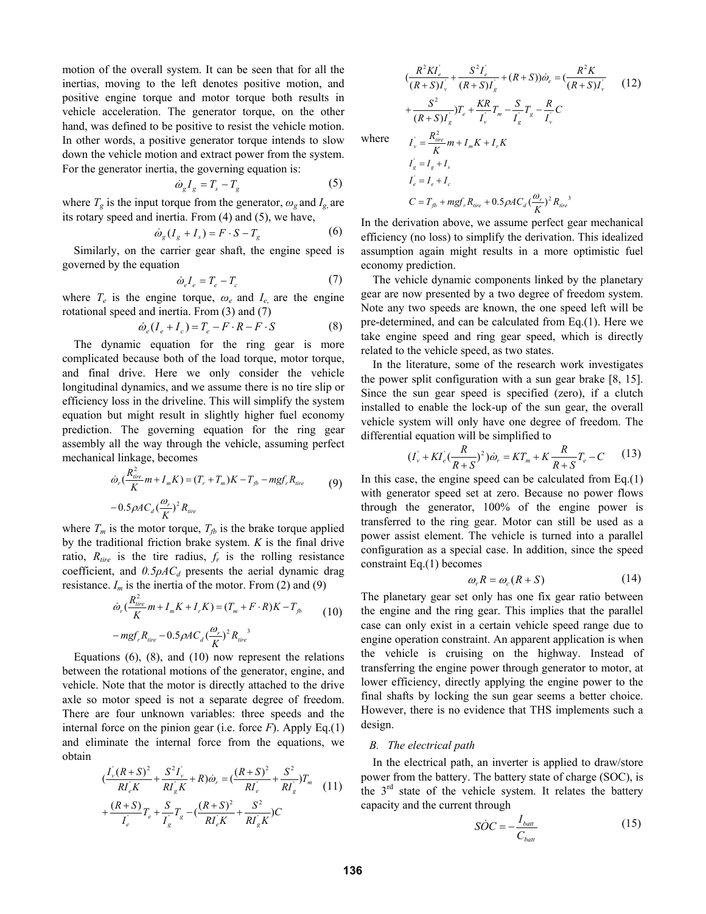motion of the overall system. It can be seen that for all the inertias, moving to the left denotes positive motion, and positive engine torque and motor torque both results in vehicle acceleration. The generator torque, on the other hand, was defined to be positive to resist the vehicle motion. In other words, a positive generator torque intends to slow down the vehicle motion and extract power from the system. For the generator inertia, the governing equation is:

$$\dot{\omega}_g I_g = T_s - T_g \tag{5}$$

where $T_g$ is the input torque from the generator, $\omega_g$ and $I_g$ are its rotary speed and inertia. From (4) and (5), we have,

$$\dot{\omega}_g (I_g + I_s) = F \cdot S - T_g \tag{6}$$

Similarly, on the carrier gear shaft, the engine speed is governed by the equation

$$\dot{\omega}_e I_e = T_e - T_c \tag{7}$$

where $T_e$ is the engine torque, $\omega_e$ and $I_e$, are the engine rotational speed and inertia. From (3) and (7)

$$\dot{\omega}_e (I_e + I_c) = T_e - F \cdot R - F \cdot S \tag{8}$$

The dynamic equation for the ring gear is more complicated because both of the load torque, motor torque, and final drive. Here we only consider the vehicle longitudinal dynamics, and we assume there is no tire slip or efficiency loss in the driveline. This will simplify the system equation but might result in slightly higher fuel economy prediction. The governing equation for the ring gear assembly all the way through the vehicle, assuming perfect mechanical linkage, becomes

$$\dot{\omega}_r \left(\frac{R_{tire}^2}{K} m + I_m K\right) = (T_r + T_m)K - T_{fb} - mgf_r R_{tire} - 0.5\rho A C_d \left(\frac{\omega_r}{K}\right)^2 R_{tire} \tag{9}$$

where $T_m$ is the motor torque, $T_{fb}$ is the brake torque applied by the traditional friction brake system. $K$ is the final drive ratio, $R_{tire}$ is the tire radius, $f_r$ is the rolling resistance coefficient, and $0.5\rho A C_d$ presents the aerial dynamic drag resistance. $I_m$ is the inertia of the motor. From (2) and (9)

$$\dot{\omega}_r \left(\frac{R_{tire}^2}{K} m + I_m K + I_r K\right) = (T_m + F \cdot R)K - T_{fb} - mgf_r R_{tire} - 0.5\rho A C_d \left(\frac{\omega_r}{K}\right)^2 R_{tire}^{\ 3} \tag{10}$$

Equations (6), (8), and (10) now represent the relations between the rotational motions of the generator, engine, and vehicle. Note that the motor is directly attached to the drive axle so motor speed is not a separate degree of freedom. There are four unknown variables: three speeds and the internal force on the pinion gear (i.e. force $F$). Apply Eq.(1) and eliminate the internal force from the equations, we obtain

$$\left(\frac{I_v'(R+S)^2}{RI_e'K} + \frac{S^2 I_v'}{RI_g'K} + R\right)\dot{\omega}_r = \left(\frac{(R+S)^2}{RI_e'} + \frac{S^2}{RI_g'}\right)T_m + \frac{(R+S)}{I_e'}T_e + \frac{S}{I_g'}T_g - \left(\frac{(R+S)^2}{RI_e'K} + \frac{S^2}{RI_g'K}\right)C \tag{11}$$

$$\left(\frac{R^2 K I_e'}{(R+S)I_v'} + \frac{S^2 I_e'}{(R+S)I_g'} + (R+S)\right)\dot{\omega}_e = \left(\frac{R^2 K}{(R+S)I_v'} + \frac{S^2}{(R+S)I_g'}\right)T_e + \frac{KR}{I_v'}T_m - \frac{S}{I_g'}T_g - \frac{R}{I_v'}C \tag{12}$$

where

$$I_v' = \frac{R_{tire}^2}{K} m + I_m K + I_r K$$

$$I_g' = I_g + I_s$$

$$I_e' = I_e + I_c$$

$$C = T_{fb} + mgf_r R_{tire} + 0.5\rho A C_d \left(\frac{\omega_r}{K}\right)^2 R_{tire}^{\ 3}$$

In the derivation above, we assume perfect gear mechanical efficiency (no loss) to simplify the derivation. This idealized assumption again might results in a more optimistic fuel economy prediction.

The vehicle dynamic components linked by the planetary gear are now presented by a two degree of freedom system. Note any two speeds are known, the one speed left will be pre-determined, and can be calculated from Eq.(1). Here we take engine speed and ring gear speed, which is directly related to the vehicle speed, as two states.

In the literature, some of the research work investigates the power split configuration with a sun gear brake [8, 15]. Since the sun gear speed is specified (zero), if a clutch installed to enable the lock-up of the sun gear, the overall vehicle system will only have one degree of freedom. The differential equation will be simplified to

$$\left(I_v' + KI_e'\left(\frac{R}{R+S}\right)^2\right)\dot{\omega}_r = KT_m + K\frac{R}{R+S}T_e - C \tag{13}$$

In this case, the engine speed can be calculated from Eq.(1) with generator speed set at zero. Because no power flows through the generator, 100% of the engine power is transferred to the ring gear. Motor can still be used as a power assist element. The vehicle is turned into a parallel configuration as a special case. In addition, since the speed constraint Eq.(1) becomes

$$\omega_r R = \omega_c (R+S) \tag{14}$$

The planetary gear set only has one fix gear ratio between the engine and the ring gear. This implies that the parallel case can only exist in a certain vehicle speed range due to engine operation constraint. An apparent application is when the vehicle is cruising on the highway. Instead of transferring the engine power through generator to motor, at lower efficiency, directly applying the engine power to the final shafts by locking the sun gear seems a better choice. However, there is no evidence that THS implements such a design.

### B. The electrical path

In the electrical path, an inverter is applied to draw/store power from the battery. The battery state of charge (SOC), is the 3rd state of the vehicle system. It relates the battery capacity and the current through

$$S\dot{O}C = -\frac{I_{batt}}{C_{batt}} \tag{15}$$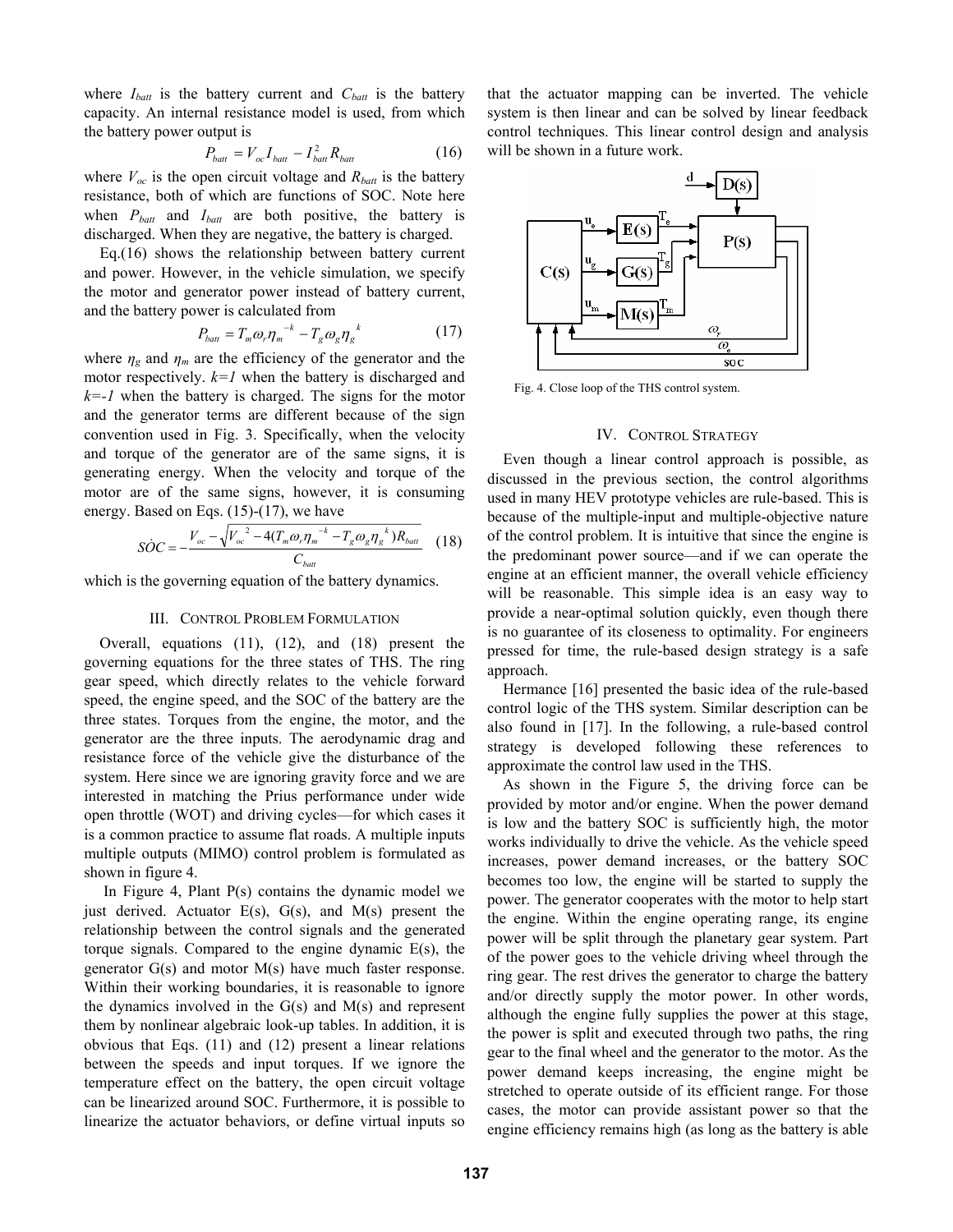where $I_{batt}$ is the battery current and $C_{batt}$ is the battery capacity. An internal resistance model is used, from which the battery power output is

$$P_{batt} = V_{oc} I_{batt} - I_{batt}^2 R_{batt} \tag{16}$$

where $V_{oc}$ is the open circuit voltage and $R_{batt}$ is the battery resistance, both of which are functions of SOC. Note here when $P_{batt}$ and $I_{batt}$ are both positive, the battery is discharged. When they are negative, the battery is charged.

Eq.(16) shows the relationship between battery current and power. However, in the vehicle simulation, we specify the motor and generator power instead of battery current, and the battery power is calculated from

$$P_{batt} = T_m \omega_r \eta_m^{-k} - T_g \omega_g \eta_g^{k} \tag{17}$$

where $\eta_g$ and $\eta_m$ are the efficiency of the generator and the motor respectively. $k=1$ when the battery is discharged and $k=-1$ when the battery is charged. The signs for the motor and the generator terms are different because of the sign convention used in Fig. 3. Specifically, when the velocity and torque of the generator are of the same signs, it is generating energy. When the velocity and torque of the motor are of the same signs, however, it is consuming energy. Based on Eqs. (15)-(17), we have

$$S\dot{O}C = -\frac{V_{oc} - \sqrt{V_{oc}^2 - 4(T_m \omega_r \eta_m^{-k} - T_g \omega_g \eta_g^{k}) R_{batt}}}{C_{batt}} \tag{18}$$

which is the governing equation of the battery dynamics.

## III. Control Problem Formulation

Overall, equations (11), (12), and (18) present the governing equations for the three states of THS. The ring gear speed, which directly relates to the vehicle forward speed, the engine speed, and the SOC of the battery are the three states. Torques from the engine, the motor, and the generator are the three inputs. The aerodynamic drag and resistance force of the vehicle give the disturbance of the system. Here since we are ignoring gravity force and we are interested in matching the Prius performance under wide open throttle (WOT) and driving cycles—for which cases it is a common practice to assume flat roads. A multiple inputs multiple outputs (MIMO) control problem is formulated as shown in figure 4.

In Figure 4, Plant P(s) contains the dynamic model we just derived. Actuator E(s), G(s), and M(s) present the relationship between the control signals and the generated torque signals. Compared to the engine dynamic E(s), the generator G(s) and motor M(s) have much faster response. Within their working boundaries, it is reasonable to ignore the dynamics involved in the G(s) and M(s) and represent them by nonlinear algebraic look-up tables. In addition, it is obvious that Eqs. (11) and (12) present a linear relations between the speeds and input torques. If we ignore the temperature effect on the battery, the open circuit voltage can be linearized around SOC. Furthermore, it is possible to linearize the actuator behaviors, or define virtual inputs so that the actuator mapping can be inverted. The vehicle system is then linear and can be solved by linear feedback control techniques. This linear control design and analysis will be shown in a future work.

d
D(s)
C(s)
$u_e$
E(s)
$T_e$
$u_g$
G(s)
$T_g$
$u_m$
M(s)
$T_m$
P(s)
$\omega_r$
$\omega_e$
soc

Fig. 4. Close loop of the THS control system.

## IV. Control Strategy

Even though a linear control approach is possible, as discussed in the previous section, the control algorithms used in many HEV prototype vehicles are rule-based. This is because of the multiple-input and multiple-objective nature of the control problem. It is intuitive that since the engine is the predominant power source—and if we can operate the engine at an efficient manner, the overall vehicle efficiency will be reasonable. This simple idea is an easy way to provide a near-optimal solution quickly, even though there is no guarantee of its closeness to optimality. For engineers pressed for time, the rule-based design strategy is a safe approach.

Hermance [16] presented the basic idea of the rule-based control logic of the THS system. Similar description can be also found in [17]. In the following, a rule-based control strategy is developed following these references to approximate the control law used in the THS.

As shown in the Figure 5, the driving force can be provided by motor and/or engine. When the power demand is low and the battery SOC is sufficiently high, the motor works individually to drive the vehicle. As the vehicle speed increases, power demand increases, or the battery SOC becomes too low, the engine will be started to supply the power. The generator cooperates with the motor to help start the engine. Within the engine operating range, its engine power will be split through the planetary gear system. Part of the power goes to the vehicle driving wheel through the ring gear. The rest drives the generator to charge the battery and/or directly supply the motor power. In other words, although the engine fully supplies the power at this stage, the power is split and executed through two paths, the ring gear to the final wheel and the generator to the motor. As the power demand keeps increasing, the engine might be stretched to operate outside of its efficient range. For those cases, the motor can provide assistant power so that the engine efficiency remains high (as long as the battery is able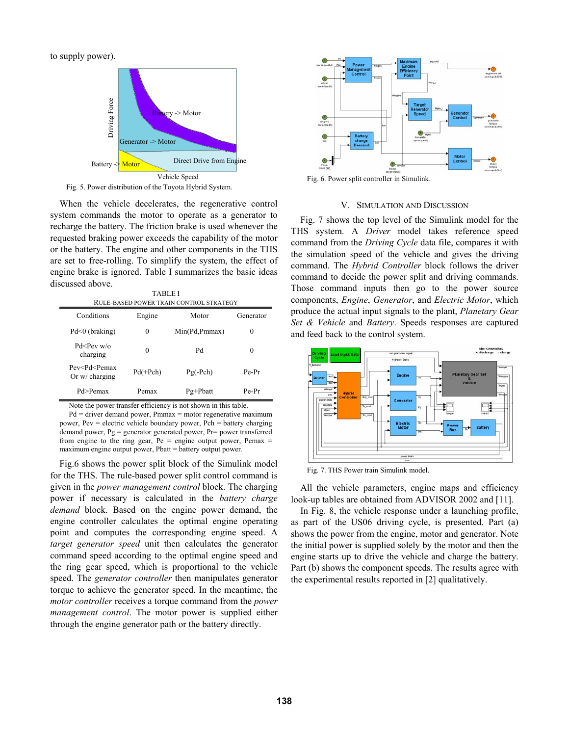to supply power).

Fig. 5. Power distribution of the Toyota Hybrid System.

When the vehicle decelerates, the regenerative control system commands the motor to operate as a generator to recharge the battery. The friction brake is used whenever the requested braking power exceeds the capability of the motor or the battery. The engine and other components in the THS are set to free-rolling. To simplify the system, the effect of engine brake is ignored. Table I summarizes the basic ideas discussed above.

TABLE I
RULE-BASED POWER TRAIN CONTROL STRATEGY

| Conditions | Engine | Motor | Generator |
|---|---|---|---|
| Pd<0 (braking) | 0 | Min(Pd,Pmmax) | 0 |
| Pd<Pev w/o charging | 0 | Pd | 0 |
| Pev<Pd<Pemax Or w/ charging | Pd(+Pch) | Pg(-Pch) | Pe-Pr |
| Pd>Pemax | Pemax | Pg+Pbatt | Pe-Pr |

Note the power transfer efficiency is not shown in this table.
Pd = driver demand power, Pmmax = motor regenerative maximum power, Pev = electric vehicle boundary power, Pch = battery charging demand power, Pg = generator generated power, Pr= power transferred from engine to the ring gear, Pe = engine output power, Pemax = maximum engine output power, Pbatt = battery output power.

Fig.6 shows the power split block of the Simulink model for the THS. The rule-based power split control command is given in the *power management control* block. The charging power if necessary is calculated in the *battery charge demand* block. Based on the engine power demand, the engine controller calculates the optimal engine operating point and computes the corresponding engine speed. A *target generator speed* unit then calculates the generator command speed according to the optimal engine speed and the ring gear speed, which is proportional to the vehicle speed. The *generator controller* then manipulates generator torque to achieve the generator speed. In the meantime, the *motor controller* receives a torque command from the *power management control*. The motor power is supplied either through the engine generator path or the battery directly.

Fig. 6. Power split controller in Simulink.

## V. Simulation and Discussion

Fig. 7 shows the top level of the Simulink model for the THS system. A *Driver* model takes reference speed command from the *Driving Cycle* data file, compares it with the simulation speed of the vehicle and gives the driving command. The *Hybrid Controller* block follows the driver command to decide the power split and driving commands. Those command inputs then go to the power source components, *Engine*, *Generator*, and *Electric Motor*, which produce the actual input signals to the plant, *Planetary Gear Set & Vehicle* and *Battery*. Speeds responses are captured and feed back to the control system.

Fig. 7. THS Power train Simulink model.

All the vehicle parameters, engine maps and efficiency look-up tables are obtained from ADVISOR 2002 and [11].

In Fig. 8, the vehicle response under a launching profile, as part of the US06 driving cycle, is presented. Part (a) shows the power from the engine, motor and generator. Note the initial power is supplied solely by the motor and then the engine starts up to drive the vehicle and charge the battery. Part (b) shows the component speeds. The results agree with the experimental results reported in [2] qualitatively.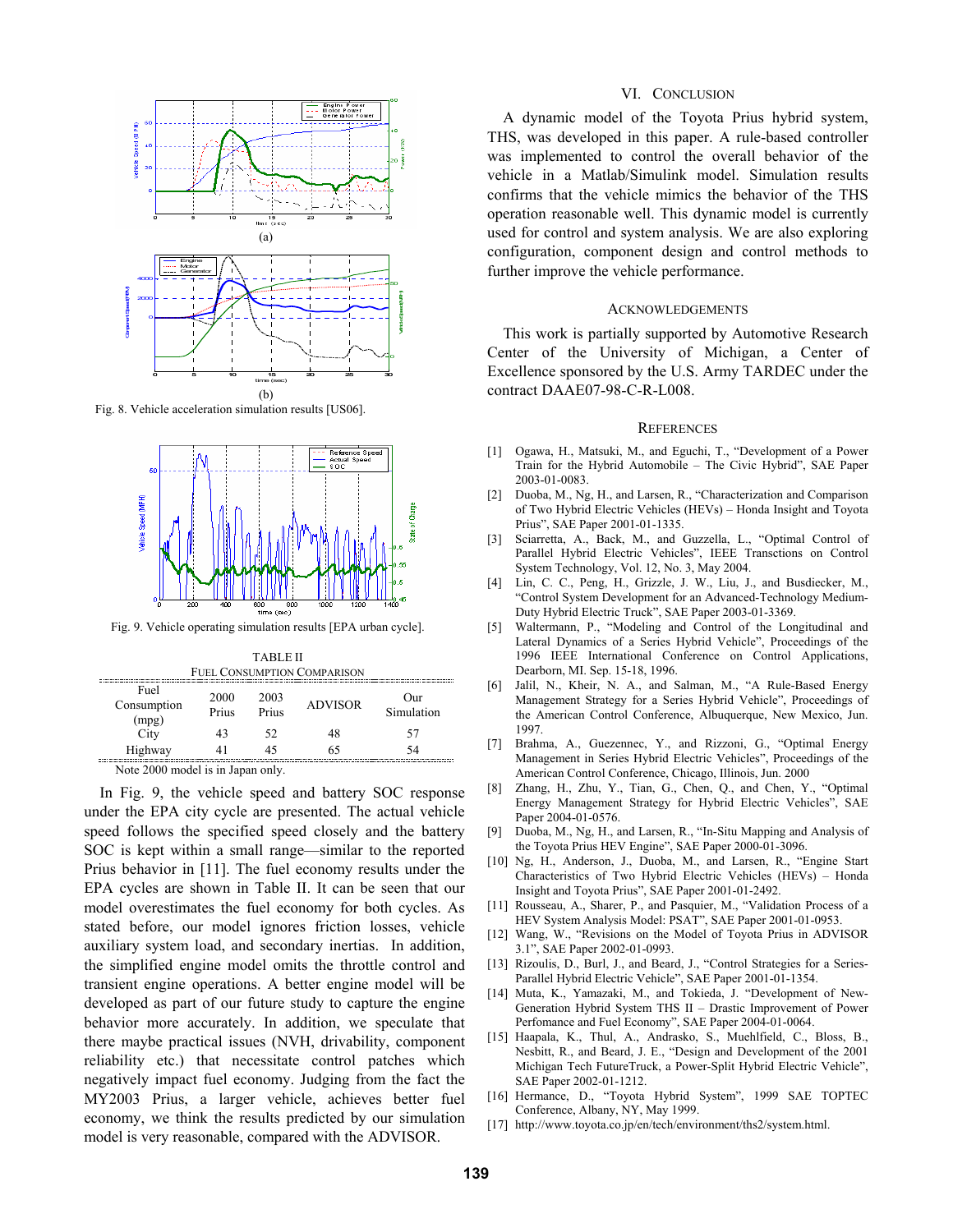Fig. 8(a)

Engine Power
Motor Power
Generator Power

Vehicle Speed (MPH)
Power (kW)
60
40
20
0
0 5 10 15 20 25 30
time (sec)

(a)

Fig. 8(b)

Engine
Motor
Generator

Component Speed (RPM)
Vehicle Speed (MPH)
4000
2000
0
50
0
0 5 10 15 20 25 30
time (sec)

(b)

Fig. 8. Vehicle acceleration simulation results [US06].

Reference Speed
Actual Speed
SOC

Vehicle Speed (MPH)
State of Charge
50
0
0.6
0.55
0.5
0.45
0 200 400 600 800 1000 1200 1400
time (sec)

Fig. 9. Vehicle operating simulation results [EPA urban cycle].

TABLE II
FUEL CONSUMPTION COMPARISON

| Fuel Consumption (mpg) | 2000 Prius | 2003 Prius | ADVISOR | Our Simulation |
|---|---|---|---|---|
| City | 43 | 52 | 48 | 57 |
| Highway | 41 | 45 | 65 | 54 |

Note 2000 model is in Japan only.

In Fig. 9, the vehicle speed and battery SOC response under the EPA city cycle are presented. The actual vehicle speed follows the specified speed closely and the battery SOC is kept within a small range—similar to the reported Prius behavior in [11]. The fuel economy results under the EPA cycles are shown in Table II. It can be seen that our model overestimates the fuel economy for both cycles. As stated before, our model ignores friction losses, vehicle auxiliary system load, and secondary inertias. In addition, the simplified engine model omits the throttle control and transient engine operations. A better engine model will be developed as part of our future study to capture the engine behavior more accurately. In addition, we speculate that there maybe practical issues (NVH, drivability, component reliability etc.) that necessitate control patches which negatively impact fuel economy. Judging from the fact the MY2003 Prius, a larger vehicle, achieves better fuel economy, we think the results predicted by our simulation model is very reasonable, compared with the ADVISOR.

## VI. CONCLUSION

A dynamic model of the Toyota Prius hybrid system, THS, was developed in this paper. A rule-based controller was implemented to control the overall behavior of the vehicle in a Matlab/Simulink model. Simulation results confirms that the vehicle mimics the behavior of the THS operation reasonable well. This dynamic model is currently used for control and system analysis. We are also exploring configuration, component design and control methods to further improve the vehicle performance.

## ACKNOWLEDGEMENTS

This work is partially supported by Automotive Research Center of the University of Michigan, a Center of Excellence sponsored by the U.S. Army TARDEC under the contract DAAE07-98-C-R-L008.

## REFERENCES

[1] Ogawa, H., Matsuki, M., and Eguchi, T., "Development of a Power Train for the Hybrid Automobile – The Civic Hybrid", SAE Paper 2003-01-0083.

[2] Duoba, M., Ng, H., and Larsen, R., "Characterization and Comparison of Two Hybrid Electric Vehicles (HEVs) – Honda Insight and Toyota Prius", SAE Paper 2001-01-1335.

[3] Sciarretta, A., Back, M., and Guzzella, L., "Optimal Control of Parallel Hybrid Electric Vehicles", IEEE Transctions on Control System Technology, Vol. 12, No. 3, May 2004.

[4] Lin, C. C., Peng, H., Grizzle, J. W., Liu, J., and Busdiecker, M., "Control System Development for an Advanced-Technology Medium-Duty Hybrid Electric Truck", SAE Paper 2003-01-3369.

[5] Waltermann, P., "Modeling and Control of the Longitudinal and Lateral Dynamics of a Series Hybrid Vehicle", Proceedings of the 1996 IEEE International Conference on Control Applications, Dearborn, MI. Sep. 15-18, 1996.

[6] Jalil, N., Kheir, N. A., and Salman, M., "A Rule-Based Energy Management Strategy for a Series Hybrid Vehicle", Proceedings of the American Control Conference, Albuquerque, New Mexico, Jun. 1997.

[7] Brahma, A., Guezennec, Y., and Rizzoni, G., "Optimal Energy Management in Series Hybrid Electric Vehicles", Proceedings of the American Control Conference, Chicago, Illinois, Jun. 2000

[8] Zhang, H., Zhu, Y., Tian, G., Chen, Q., and Chen, Y., "Optimal Energy Management Strategy for Hybrid Electric Vehicles", SAE Paper 2004-01-0576.

[9] Duoba, M., Ng, H., and Larsen, R., "In-Situ Mapping and Analysis of the Toyota Prius HEV Engine", SAE Paper 2000-01-3096.

[10] Ng, H., Anderson, J., Duoba, M., and Larsen, R., "Engine Start Characteristics of Two Hybrid Electric Vehicles (HEVs) – Honda Insight and Toyota Prius", SAE Paper 2001-01-2492.

[11] Rousseau, A., Sharer, P., and Pasquier, M., "Validation Process of a HEV System Analysis Model: PSAT", SAE Paper 2001-01-0953.

[12] Wang, W., "Revisions on the Model of Toyota Prius in ADVISOR 3.1", SAE Paper 2002-01-0993.

[13] Rizoulis, D., Burl, J., and Beard, J., "Control Strategies for a Series-Parallel Hybrid Electric Vehicle", SAE Paper 2001-01-1354.

[14] Muta, K., Yamazaki, M., and Tokieda, J. "Development of New-Generation Hybrid System THS II – Drastic Improvement of Power Perfomance and Fuel Economy", SAE Paper 2004-01-0064.

[15] Haapala, K., Thul, A., Andrasko, S., Muehlfeld, C., Bloss, B., Nesbitt, R., and Beard, J. E., "Design and Development of the 2001 Michigan Tech FutureTruck, a Power-Split Hybrid Electric Vehicle", SAE Paper 2002-01-1212.

[16] Hermance, D., "Toyota Hybrid System", 1999 SAE TOPTEC Conference, Albany, NY, May 1999.

[17] http://www.toyota.co.jp/en/tech/environment/ths2/system.html.